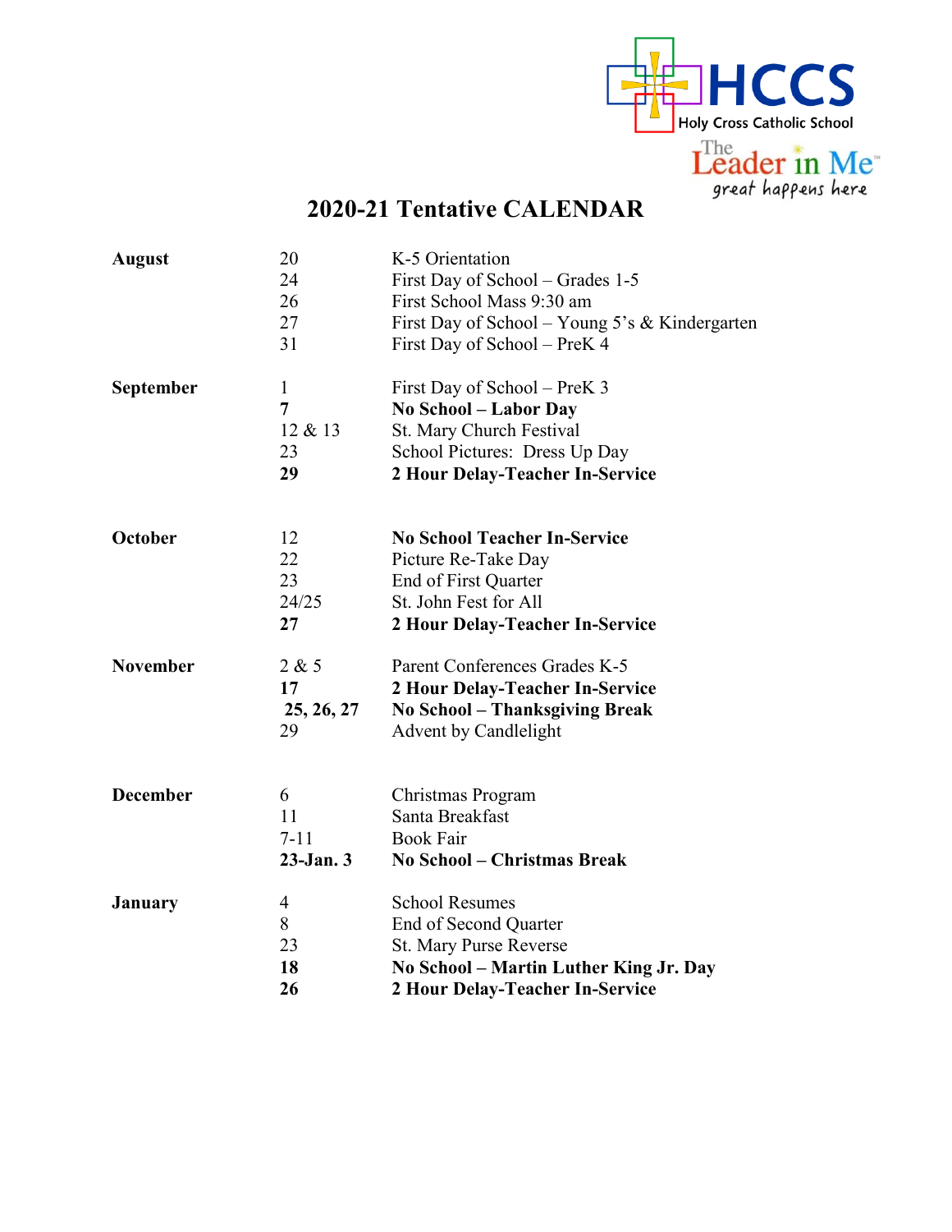HCCS
Holy Cross Catholic School

The Leader in Me
great happens here

# 2020-21 Tentative CALENDAR

| | | |
|---|---|---|
| **August** | 20 | K-5 Orientation |
| | 24 | First Day of School – Grades 1-5 |
| | 26 | First School Mass 9:30 am |
| | 27 | First Day of School – Young 5's & Kindergarten |
| | 31 | First Day of School – PreK 4 |
| **September** | 1 | First Day of School – PreK 3 |
| | **7** | **No School – Labor Day** |
| | 12 & 13 | St. Mary Church Festival |
| | 23 | School Pictures: Dress Up Day |
| | **29** | **2 Hour Delay-Teacher In-Service** |
| **October** | 12 | **No School Teacher In-Service** |
| | 22 | Picture Re-Take Day |
| | 23 | End of First Quarter |
| | 24/25 | St. John Fest for All |
| | **27** | **2 Hour Delay-Teacher In-Service** |
| **November** | 2 & 5 | Parent Conferences Grades K-5 |
| | **17** | **2 Hour Delay-Teacher In-Service** |
| | **25, 26, 27** | **No School – Thanksgiving Break** |
| | 29 | Advent by Candlelight |
| **December** | 6 | Christmas Program |
| | 11 | Santa Breakfast |
| | 7-11 | Book Fair |
| | **23-Jan. 3** | **No School – Christmas Break** |
| **January** | 4 | School Resumes |
| | 8 | End of Second Quarter |
| | 23 | St. Mary Purse Reverse |
| | **18** | **No School – Martin Luther King Jr. Day** |
| | **26** | **2 Hour Delay-Teacher In-Service** |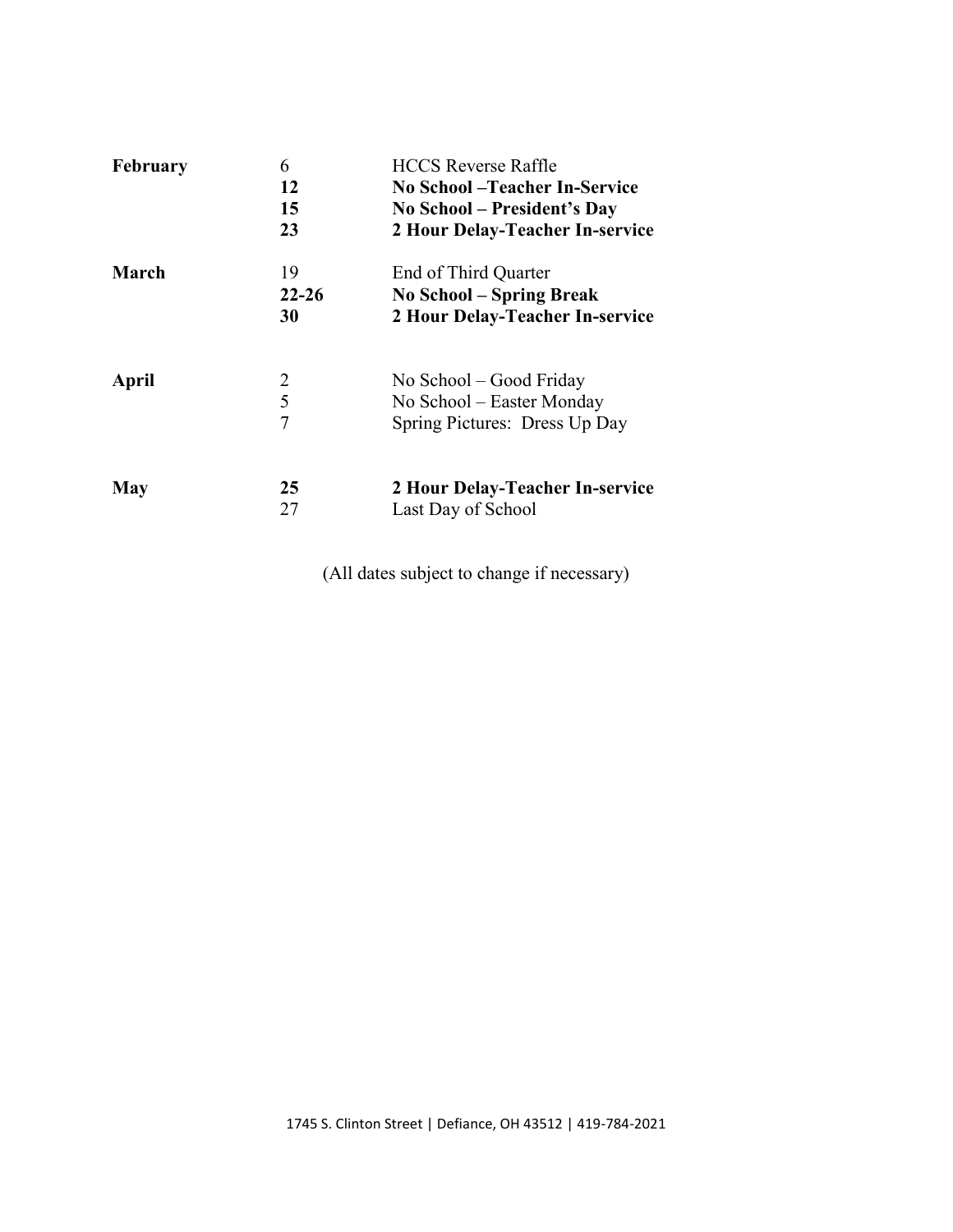| | | |
|---|---|---|
| **February** | 6 | HCCS Reverse Raffle |
| | **12** | **No School –Teacher In-Service** |
| | **15** | **No School – President's Day** |
| | **23** | **2 Hour Delay-Teacher In-service** |
| **March** | 19 | End of Third Quarter |
| | **22-26** | **No School – Spring Break** |
| | **30** | **2 Hour Delay-Teacher In-service** |
| **April** | 2 | No School – Good Friday |
| | 5 | No School – Easter Monday |
| | 7 | Spring Pictures: Dress Up Day |
| **May** | **25** | **2 Hour Delay-Teacher In-service** |
| | 27 | Last Day of School |

(All dates subject to change if necessary)

1745 S. Clinton Street | Defiance, OH 43512 | 419-784-2021